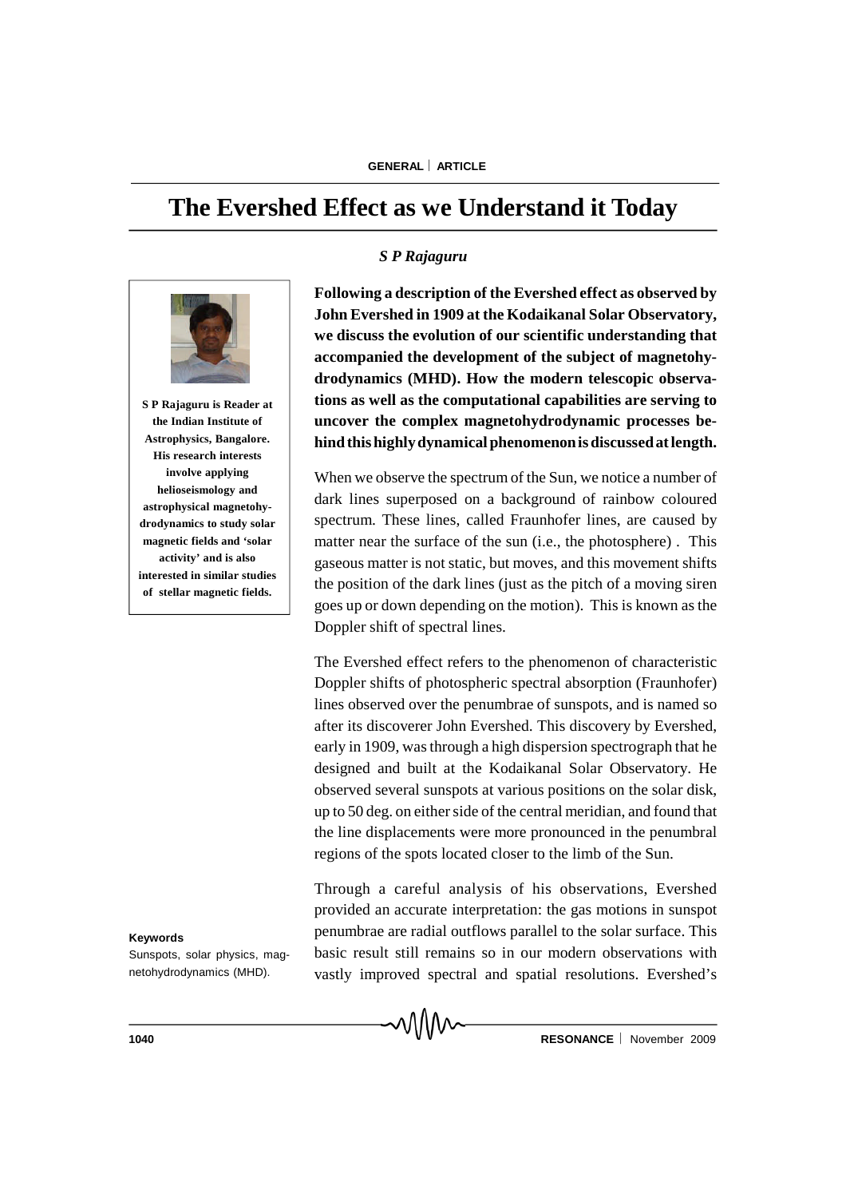# The Evershed Effect as we Understand it Today

*S P Rajaguru*

**S P Rajaguru is Reader at the Indian Institute of Astrophysics, Bangalore. His research interests involve applying helioseismology and astrophysical magnetohydrodynamics to study solar magnetic fields and 'solar activity' and is also interested in similar studies of stellar magnetic fields.**

**Following a description of the Evershed effect as observed by John Evershed in 1909 at the Kodaikanal Solar Observatory, we discuss the evolution of our scientific understanding that accompanied the development of the subject of magnetohydrodynamics (MHD). How the modern telescopic observations as well as the computational capabilities are serving to uncover the complex magnetohydrodynamic processes behind this highly dynamical phenomenon is discussed at length.**

When we observe the spectrum of the Sun, we notice a number of dark lines superposed on a background of rainbow coloured spectrum. These lines, called Fraunhofer lines, are caused by matter near the surface of the sun (i.e., the photosphere) . This gaseous matter is not static, but moves, and this movement shifts the position of the dark lines (just as the pitch of a moving siren goes up or down depending on the motion). This is known as the Doppler shift of spectral lines.

The Evershed effect refers to the phenomenon of characteristic Doppler shifts of photospheric spectral absorption (Fraunhofer) lines observed over the penumbrae of sunspots, and is named so after its discoverer John Evershed. This discovery by Evershed, early in 1909, was through a high dispersion spectrograph that he designed and built at the Kodaikanal Solar Observatory. He observed several sunspots at various positions on the solar disk, up to 50 deg. on either side of the central meridian, and found that the line displacements were more pronounced in the penumbral regions of the spots located closer to the limb of the Sun.

Through a careful analysis of his observations, Evershed provided an accurate interpretation: the gas motions in sunspot penumbrae are radial outflows parallel to the solar surface. This basic result still remains so in our modern observations with vastly improved spectral and spatial resolutions. Evershed's

**Keywords**

Sunspots, solar physics, magnetohydrodynamics (MHD).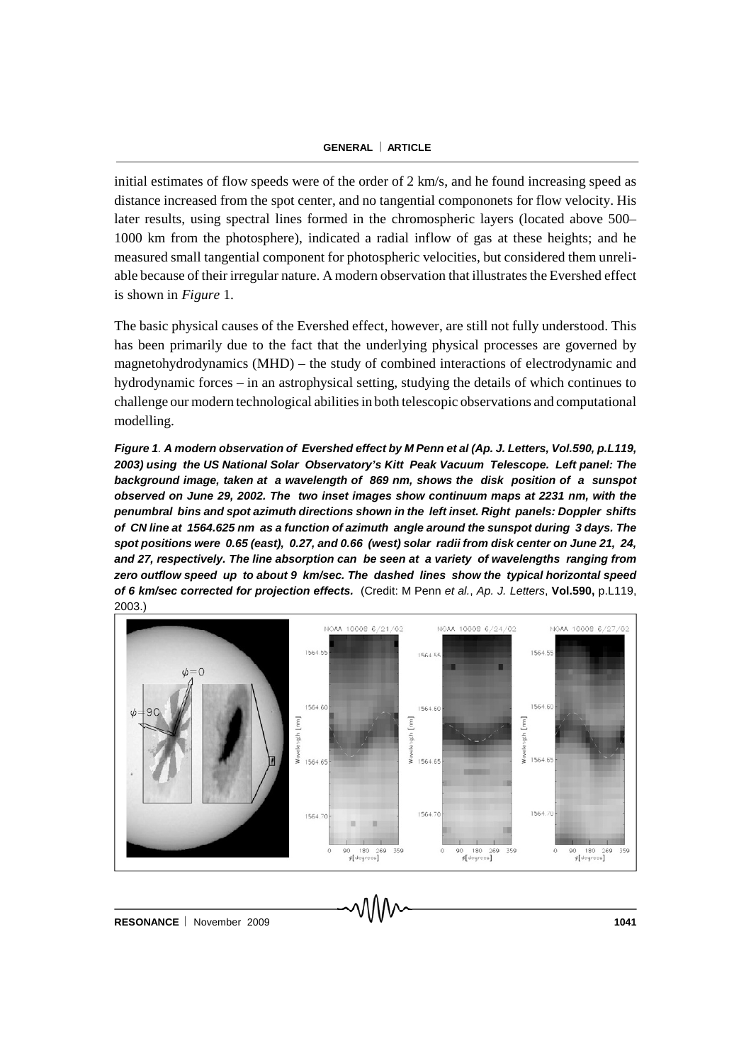initial estimates of flow speeds were of the order of 2 km/s, and he found increasing speed as distance increased from the spot center, and no tangential compononets for flow velocity. His later results, using spectral lines formed in the chromospheric layers (located above 500–1000 km from the photosphere), indicated a radial inflow of gas at these heights; and he measured small tangential component for photospheric velocities, but considered them unreliable because of their irregular nature. A modern observation that illustrates the Evershed effect is shown in *Figure* 1.

The basic physical causes of the Evershed effect, however, are still not fully understood. This has been primarily due to the fact that the underlying physical processes are governed by magnetohydrodynamics (MHD) – the study of combined interactions of electrodynamic and hydrodynamic forces – in an astrophysical setting, studying the details of which continues to challenge our modern technological abilities in both telescopic observations and computational modelling.

***Figure 1**. A modern observation of Evershed effect by M Penn et al (Ap. J. Letters, Vol.590, p.L119, 2003) using the US National Solar Observatory's Kitt Peak Vacuum Telescope. Left panel: The background image, taken at a wavelength of 869 nm, shows the disk position of a sunspot observed on June 29, 2002. The two inset images show continuum maps at 2231 nm, with the penumbral bins and spot azimuth directions shown in the left inset. Right panels: Doppler shifts of CN line at 1564.625 nm as a function of azimuth angle around the sunspot during 3 days. The spot positions were 0.65 (east), 0.27, and 0.66 (west) solar radii from disk center on June 21, 24, and 27, respectively. The line absorption can be seen at a variety of wavelengths ranging from zero outflow speed up to about 9 km/sec. The dashed lines show the typical horizontal speed of 6 km/sec corrected for projection effects.*** (Credit: M Penn *et al.*, *Ap. J. Letters*, **Vol.590,** p.L119, 2003.)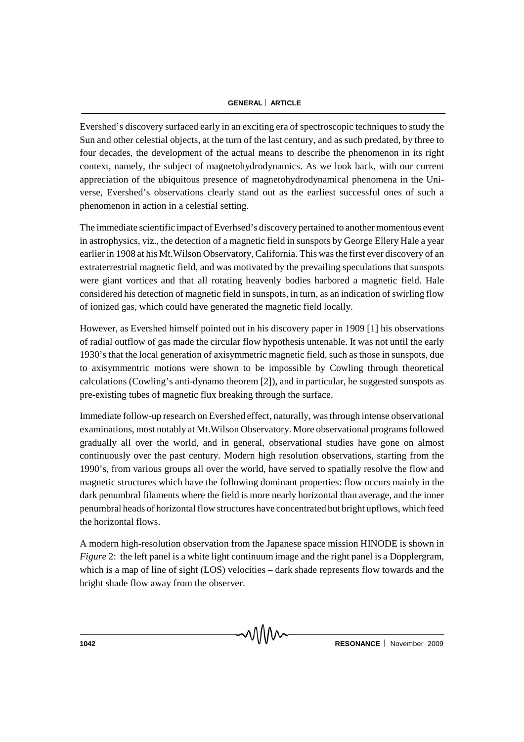Evershed's discovery surfaced early in an exciting era of spectroscopic techniques to study the Sun and other celestial objects, at the turn of the last century, and as such predated, by three to four decades, the development of the actual means to describe the phenomenon in its right context, namely, the subject of magnetohydrodynamics. As we look back, with our current appreciation of the ubiquitous presence of magnetohydrodynamical phenomena in the Universe, Evershed's observations clearly stand out as the earliest successful ones of such a phenomenon in action in a celestial setting.

The immediate scientific impact of Everhsed's discovery pertained to another momentous event in astrophysics, viz., the detection of a magnetic field in sunspots by George Ellery Hale a year earlier in 1908 at his Mt.Wilson Observatory, California. This was the first ever discovery of an extraterrestrial magnetic field, and was motivated by the prevailing speculations that sunspots were giant vortices and that all rotating heavenly bodies harbored a magnetic field. Hale considered his detection of magnetic field in sunspots, in turn, as an indication of swirling flow of ionized gas, which could have generated the magnetic field locally.

However, as Evershed himself pointed out in his discovery paper in 1909 [1] his observations of radial outflow of gas made the circular flow hypothesis untenable. It was not until the early 1930's that the local generation of axisymmetric magnetic field, such as those in sunspots, due to axisymmentric motions were shown to be impossible by Cowling through theoretical calculations (Cowling's anti-dynamo theorem [2]), and in particular, he suggested sunspots as pre-existing tubes of magnetic flux breaking through the surface.

Immediate follow-up research on Evershed effect, naturally, was through intense observational examinations, most notably at Mt.Wilson Observatory. More observational programs followed gradually all over the world, and in general, observational studies have gone on almost continuously over the past century. Modern high resolution observations, starting from the 1990's, from various groups all over the world, have served to spatially resolve the flow and magnetic structures which have the following dominant properties: flow occurs mainly in the dark penumbral filaments where the field is more nearly horizontal than average, and the inner penumbral heads of horizontal flow structures have concentrated but bright upflows, which feed the horizontal flows.

A modern high-resolution observation from the Japanese space mission HINODE is shown in *Figure* 2: the left panel is a white light continuum image and the right panel is a Dopplergram, which is a map of line of sight (LOS) velocities – dark shade represents flow towards and the bright shade flow away from the observer.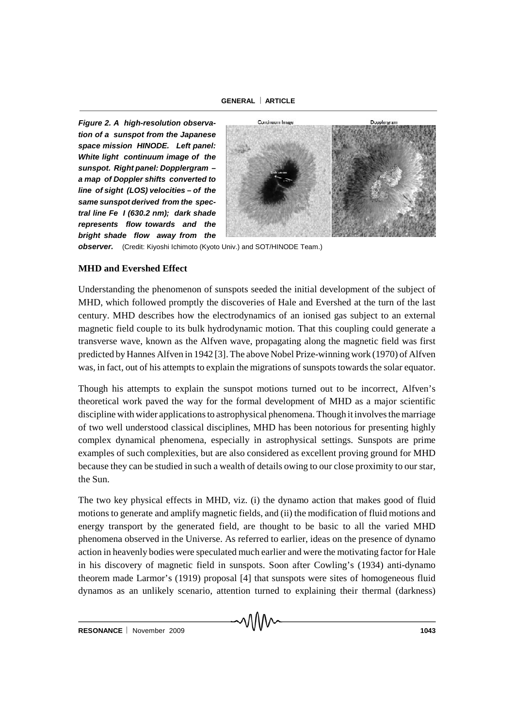**Figure 2. A high-resolution observation of a sunspot from the Japanese space mission HINODE. Left panel: White light continuum image of the sunspot. Right panel: Dopplergram – a map of Doppler shifts converted to line of sight (LOS) velocities – of the same sunspot derived from the spectral line Fe I (630.2 nm); dark shade represents flow towards and the bright shade flow away from the observer.** (Credit: Kiyoshi Ichimoto (Kyoto Univ.) and SOT/HINODE Team.)

**MHD and Evershed Effect**

Understanding the phenomenon of sunspots seeded the initial development of the subject of MHD, which followed promptly the discoveries of Hale and Evershed at the turn of the last century. MHD describes how the electrodynamics of an ionised gas subject to an external magnetic field couple to its bulk hydrodynamic motion. That this coupling could generate a transverse wave, known as the Alfven wave, propagating along the magnetic field was first predicted by Hannes Alfven in 1942 [3]. The above Nobel Prize-winning work (1970) of Alfven was, in fact, out of his attempts to explain the migrations of sunspots towards the solar equator.

Though his attempts to explain the sunspot motions turned out to be incorrect, Alfven's theoretical work paved the way for the formal development of MHD as a major scientific discipline with wider applications to astrophysical phenomena. Though it involves the marriage of two well understood classical disciplines, MHD has been notorious for presenting highly complex dynamical phenomena, especially in astrophysical settings. Sunspots are prime examples of such complexities, but are also considered as excellent proving ground for MHD because they can be studied in such a wealth of details owing to our close proximity to our star, the Sun.

The two key physical effects in MHD, viz. (i) the dynamo action that makes good of fluid motions to generate and amplify magnetic fields, and (ii) the modification of fluid motions and energy transport by the generated field, are thought to be basic to all the varied MHD phenomena observed in the Universe. As referred to earlier, ideas on the presence of dynamo action in heavenly bodies were speculated much earlier and were the motivating factor for Hale in his discovery of magnetic field in sunspots. Soon after Cowling's (1934) anti-dynamo theorem made Larmor's (1919) proposal [4] that sunspots were sites of homogeneous fluid dynamos as an unlikely scenario, attention turned to explaining their thermal (darkness)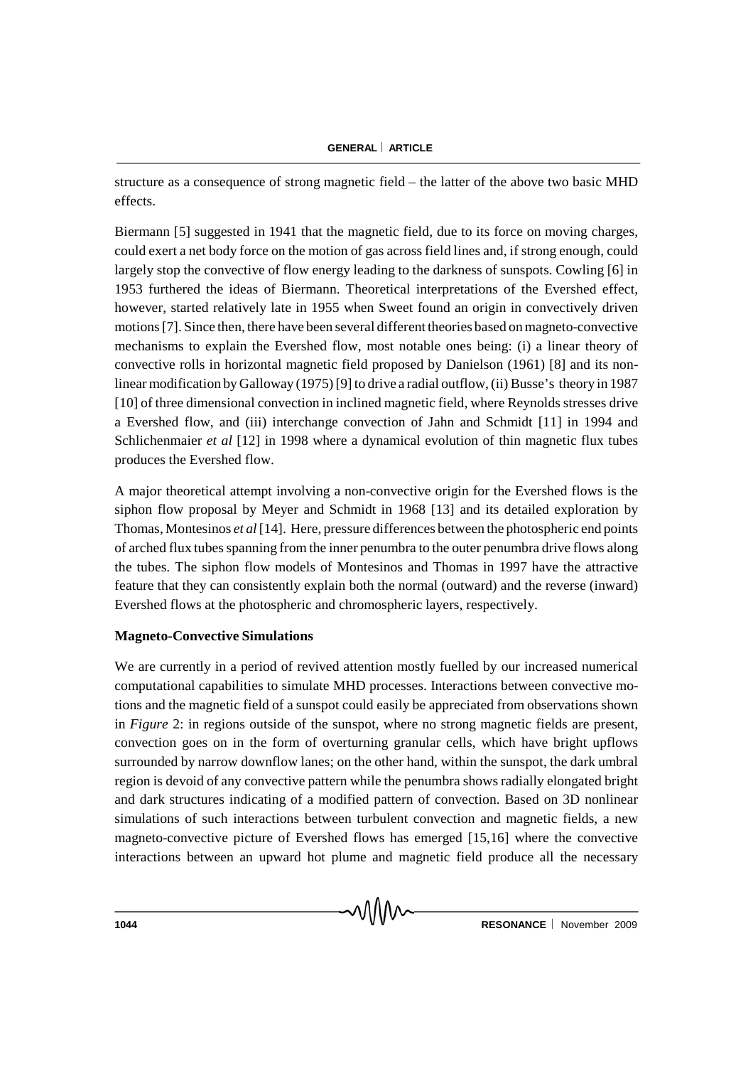structure as a consequence of strong magnetic field – the latter of the above two basic MHD effects.

Biermann [5] suggested in 1941 that the magnetic field, due to its force on moving charges, could exert a net body force on the motion of gas across field lines and, if strong enough, could largely stop the convective of flow energy leading to the darkness of sunspots. Cowling [6] in 1953 furthered the ideas of Biermann. Theoretical interpretations of the Evershed effect, however, started relatively late in 1955 when Sweet found an origin in convectively driven motions [7]. Since then, there have been several different theories based on magneto-convective mechanisms to explain the Evershed flow, most notable ones being: (i) a linear theory of convective rolls in horizontal magnetic field proposed by Danielson (1961) [8] and its non-linear modification by Galloway (1975) [9] to drive a radial outflow, (ii) Busse's theory in 1987 [10] of three dimensional convection in inclined magnetic field, where Reynolds stresses drive a Evershed flow, and (iii) interchange convection of Jahn and Schmidt [11] in 1994 and Schlichenmaier *et al* [12] in 1998 where a dynamical evolution of thin magnetic flux tubes produces the Evershed flow.

A major theoretical attempt involving a non-convective origin for the Evershed flows is the siphon flow proposal by Meyer and Schmidt in 1968 [13] and its detailed exploration by Thomas, Montesinos *et al* [14]. Here, pressure differences between the photospheric end points of arched flux tubes spanning from the inner penumbra to the outer penumbra drive flows along the tubes. The siphon flow models of Montesinos and Thomas in 1997 have the attractive feature that they can consistently explain both the normal (outward) and the reverse (inward) Evershed flows at the photospheric and chromospheric layers, respectively.

**Magneto-Convective Simulations**

We are currently in a period of revived attention mostly fuelled by our increased numerical computational capabilities to simulate MHD processes. Interactions between convective motions and the magnetic field of a sunspot could easily be appreciated from observations shown in *Figure* 2: in regions outside of the sunspot, where no strong magnetic fields are present, convection goes on in the form of overturning granular cells, which have bright upflows surrounded by narrow downflow lanes; on the other hand, within the sunspot, the dark umbral region is devoid of any convective pattern while the penumbra shows radially elongated bright and dark structures indicating of a modified pattern of convection. Based on 3D nonlinear simulations of such interactions between turbulent convection and magnetic fields, a new magneto-convective picture of Evershed flows has emerged [15,16] where the convective interactions between an upward hot plume and magnetic field produce all the necessary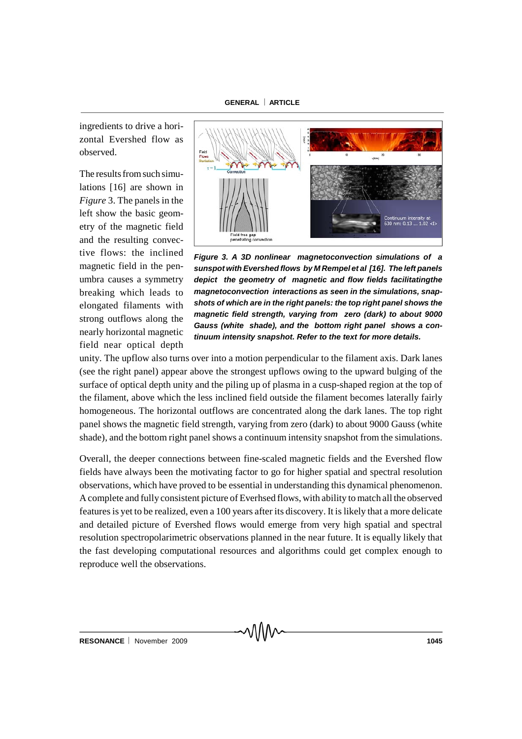ingredients to drive a horizontal Evershed flow as observed.

The results from such simulations [16] are shown in *Figure* 3. The panels in the left show the basic geometry of the magnetic field and the resulting convective flows: the inclined magnetic field in the penumbra causes a symmetry breaking which leads to elongated filaments with strong outflows along the nearly horizontal magnetic field near optical depth unity. The upflow also turns over into a motion perpendicular to the filament axis. Dark lanes (see the right panel) appear above the strongest upflows owing to the upward bulging of the surface of optical depth unity and the piling up of plasma in a cusp-shaped region at the top of the filament, above which the less inclined field outside the filament becomes laterally fairly homogeneous. The horizontal outflows are concentrated along the dark lanes. The top right panel shows the magnetic field strength, varying from zero (dark) to about 9000 Gauss (white shade), and the bottom right panel shows a continuum intensity snapshot from the simulations.

***Figure 3. A 3D nonlinear magnetoconvection simulations of a sunspot with Evershed flows by M Rempel et al [16]. The left panels depict the geometry of magnetic and flow fields facilitatingthe magnetoconvection interactions as seen in the simulations, snapshots of which are in the right panels: the top right panel shows the magnetic field strength, varying from zero (dark) to about 9000 Gauss (white shade), and the bottom right panel shows a continuum intensity snapshot. Refer to the text for more details.***

Overall, the deeper connections between fine-scaled magnetic fields and the Evershed flow fields have always been the motivating factor to go for higher spatial and spectral resolution observations, which have proved to be essential in understanding this dynamical phenomenon. A complete and fully consistent picture of Everhsed flows, with ability to match all the observed features is yet to be realized, even a 100 years after its discovery. It is likely that a more delicate and detailed picture of Evershed flows would emerge from very high spatial and spectral resolution spectropolarimetric observations planned in the near future. It is equally likely that the fast developing computational resources and algorithms could get complex enough to reproduce well the observations.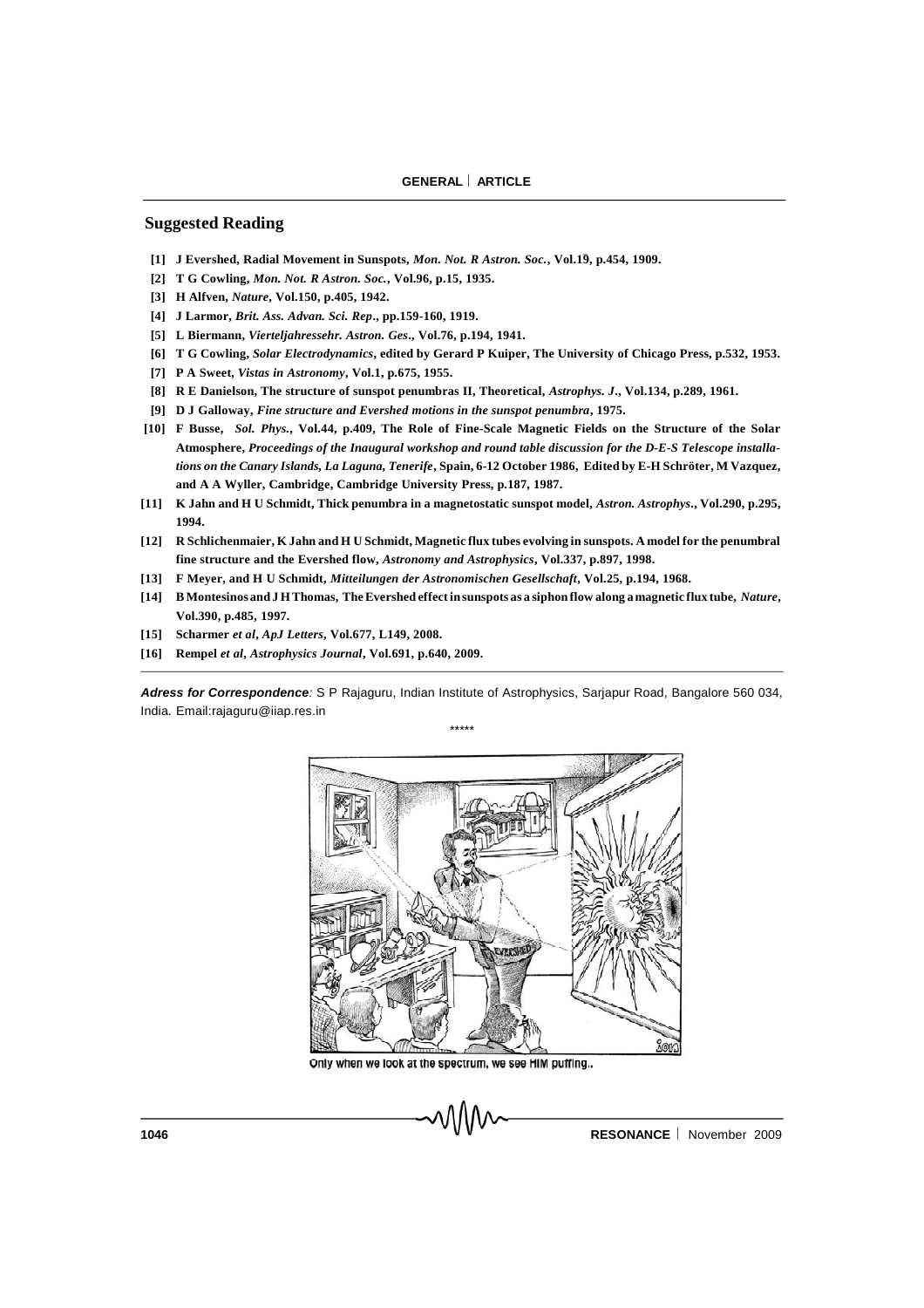## Suggested Reading

[1] J Evershed, Radial Movement in Sunspots, *Mon. Not. R Astron. Soc.*, Vol.19, p.454, 1909.

[2] T G Cowling, *Mon. Not. R Astron. Soc.*, Vol.96, p.15, 1935.

[3] H Alfven, *Nature*, Vol.150, p.405, 1942.

[4] J Larmor, *Brit. Ass. Advan. Sci. Rep*., pp.159-160, 1919.

[5] L Biermann, *Vierteljahressehr. Astron. Ges*., Vol.76, p.194, 1941.

[6] T G Cowling, *Solar Electrodynamics*, edited by Gerard P Kuiper, The University of Chicago Press, p.532, 1953.

[7] P A Sweet, *Vistas in Astronomy*, Vol.1, p.675, 1955.

[8] R E Danielson, The structure of sunspot penumbras II, Theoretical, *Astrophys. J*., Vol.134, p.289, 1961.

[9] D J Galloway, *Fine structure and Evershed motions in the sunspot penumbra*, 1975.

[10] F Busse, *Sol. Phys.*, Vol.44, p.409, The Role of Fine-Scale Magnetic Fields on the Structure of the Solar Atmosphere, *Proceedings of the Inaugural workshop and round table discussion for the D-E-S Telescope installations on the Canary Islands, La Laguna, Tenerife*, Spain, 6-12 October 1986, Edited by E-H Schröter, M Vazquez, and A A Wyller, Cambridge, Cambridge University Press, p.187, 1987.

[11] K Jahn and H U Schmidt, Thick penumbra in a magnetostatic sunspot model, *Astron. Astrophys*., Vol.290, p.295, 1994.

[12] R Schlichenmaier, K Jahn and H U Schmidt, Magnetic flux tubes evolving in sunspots. A model for the penumbral fine structure and the Evershed flow, *Astronomy and Astrophysics*, Vol.337, p.897, 1998.

[13] F Meyer, and H U Schmidt, *Mitteilungen der Astronomischen Gesellschaft*, Vol.25, p.194, 1968.

[14] B Montesinos and J H Thomas, The Evershed effect in sunspots as a siphon flow along a magnetic flux tube, *Nature*, Vol.390, p.485, 1997.

[15] Scharmer *et al*, *ApJ Letters*, Vol.677, L149, 2008.

[16] Rempel *et al*, *Astrophysics Journal*, Vol.691, p.640, 2009.

***Adress for Correspondence**:* S P Rajaguru, Indian Institute of Astrophysics, Sarjapur Road, Bangalore 560 034, India. Email:rajaguru@iiap.res.in

\*\*\*\*\*

Only when we look at the spectrum, we see HIM puffing..